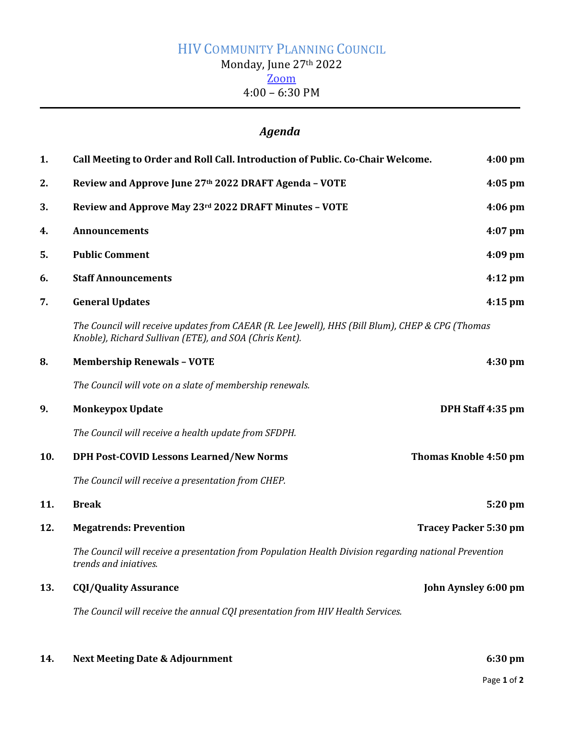# HIV COMMUNITY PLANNING COUNCIL

Monday, June 27th 2022

Zoom

4:00 – 6:30 PM

---

## *Agenda*

**1. Call Meeting to Order and Roll Call. Introduction of Public. Co-Chair Welcome.** **4:00 pm**

**2. Review and Approve June 27th 2022 DRAFT Agenda – VOTE** **4:05 pm**

**3. Review and Approve May 23rd 2022 DRAFT Minutes – VOTE** **4:06 pm**

**4. Announcements** **4:07 pm**

**5. Public Comment** **4:09 pm**

**6. Staff Announcements** **4:12 pm**

**7. General Updates** **4:15 pm**

*The Council will receive updates from CAEAR (R. Lee Jewell), HHS (Bill Blum), CHEP & CPG (Thomas Knoble), Richard Sullivan (ETE), and SOA (Chris Kent).*

**8. Membership Renewals – VOTE** **4:30 pm**

*The Council will vote on a slate of membership renewals.*

**9. Monkeypox Update** **DPH Staff 4:35 pm**

*The Council will receive a health update from SFDPH.*

**10. DPH Post-COVID Lessons Learned/New Norms** **Thomas Knoble 4:50 pm**

*The Council will receive a presentation from CHEP.*

**11. Break** **5:20 pm**

**12. Megatrends: Prevention** **Tracey Packer 5:30 pm**

*The Council will receive a presentation from Population Health Division regarding national Prevention trends and iniatives.*

**13. CQI/Quality Assurance** **John Aynsley 6:00 pm**

*The Council will receive the annual CQI presentation from HIV Health Services.*

**14. Next Meeting Date & Adjournment** **6:30 pm**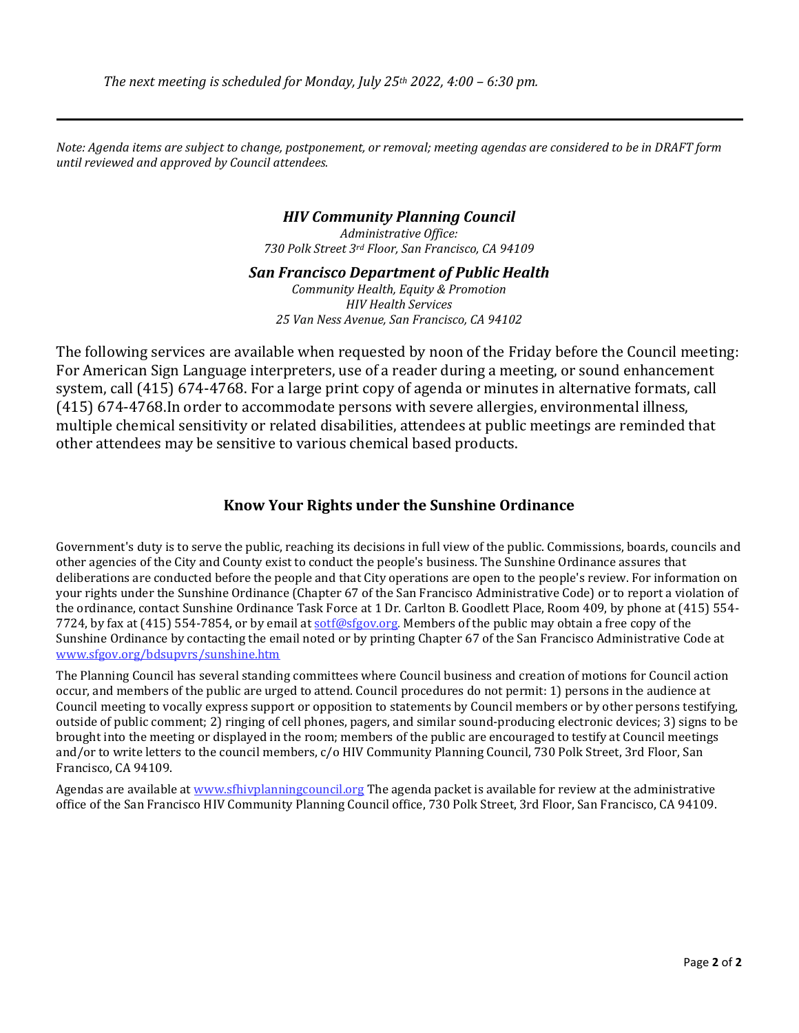*The next meeting is scheduled for Monday, July 25th 2022, 4:00 – 6:30 pm.*

---

*Note: Agenda items are subject to change, postponement, or removal; meeting agendas are considered to be in DRAFT form until reviewed and approved by Council attendees.*

***HIV Community Planning Council***

*Administrative Office:*
*730 Polk Street 3rd Floor, San Francisco, CA 94109*

***San Francisco Department of Public Health***

*Community Health, Equity & Promotion*
*HIV Health Services*
*25 Van Ness Avenue, San Francisco, CA 94102*

The following services are available when requested by noon of the Friday before the Council meeting: For American Sign Language interpreters, use of a reader during a meeting, or sound enhancement system, call (415) 674-4768. For a large print copy of agenda or minutes in alternative formats, call (415) 674-4768.In order to accommodate persons with severe allergies, environmental illness, multiple chemical sensitivity or related disabilities, attendees at public meetings are reminded that other attendees may be sensitive to various chemical based products.

## Know Your Rights under the Sunshine Ordinance

Government's duty is to serve the public, reaching its decisions in full view of the public. Commissions, boards, councils and other agencies of the City and County exist to conduct the people's business. The Sunshine Ordinance assures that deliberations are conducted before the people and that City operations are open to the people's review. For information on your rights under the Sunshine Ordinance (Chapter 67 of the San Francisco Administrative Code) or to report a violation of the ordinance, contact Sunshine Ordinance Task Force at 1 Dr. Carlton B. Goodlett Place, Room 409, by phone at (415) 554-7724, by fax at (415) 554-7854, or by email at sotf@sfgov.org. Members of the public may obtain a free copy of the Sunshine Ordinance by contacting the email noted or by printing Chapter 67 of the San Francisco Administrative Code at www.sfgov.org/bdsupvrs/sunshine.htm

The Planning Council has several standing committees where Council business and creation of motions for Council action occur, and members of the public are urged to attend. Council procedures do not permit: 1) persons in the audience at Council meeting to vocally express support or opposition to statements by Council members or by other persons testifying, outside of public comment; 2) ringing of cell phones, pagers, and similar sound-producing electronic devices; 3) signs to be brought into the meeting or displayed in the room; members of the public are encouraged to testify at Council meetings and/or to write letters to the council members, c/o HIV Community Planning Council, 730 Polk Street, 3rd Floor, San Francisco, CA 94109.

Agendas are available at www.sfhivplanningcouncil.org The agenda packet is available for review at the administrative office of the San Francisco HIV Community Planning Council office, 730 Polk Street, 3rd Floor, San Francisco, CA 94109.